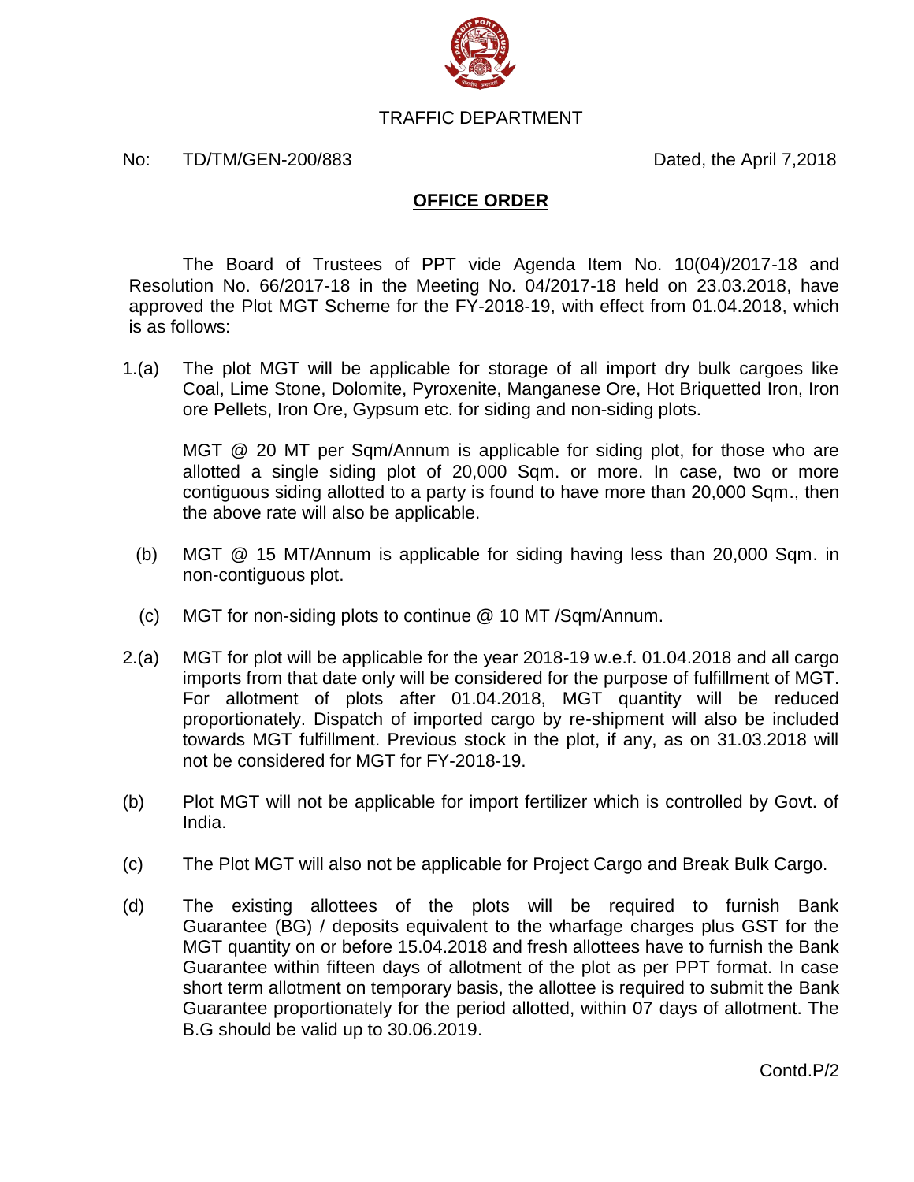TRAFFIC DEPARTMENT

No: TD/TM/GEN-200/883 Dated, the April 7,2018

## OFFICE ORDER

The Board of Trustees of PPT vide Agenda Item No. 10(04)/2017-18 and Resolution No. 66/2017-18 in the Meeting No. 04/2017-18 held on 23.03.2018, have approved the Plot MGT Scheme for the FY-2018-19, with effect from 01.04.2018, which is as follows:

1.(a) The plot MGT will be applicable for storage of all import dry bulk cargoes like Coal, Lime Stone, Dolomite, Pyroxenite, Manganese Ore, Hot Briquetted Iron, Iron ore Pellets, Iron Ore, Gypsum etc. for siding and non-siding plots.

MGT @ 20 MT per Sqm/Annum is applicable for siding plot, for those who are allotted a single siding plot of 20,000 Sqm. or more. In case, two or more contiguous siding allotted to a party is found to have more than 20,000 Sqm., then the above rate will also be applicable.

(b) MGT @ 15 MT/Annum is applicable for siding having less than 20,000 Sqm. in non-contiguous plot.

(c) MGT for non-siding plots to continue @ 10 MT /Sqm/Annum.

2.(a) MGT for plot will be applicable for the year 2018-19 w.e.f. 01.04.2018 and all cargo imports from that date only will be considered for the purpose of fulfillment of MGT. For allotment of plots after 01.04.2018, MGT quantity will be reduced proportionately. Dispatch of imported cargo by re-shipment will also be included towards MGT fulfillment. Previous stock in the plot, if any, as on 31.03.2018 will not be considered for MGT for FY-2018-19.

(b) Plot MGT will not be applicable for import fertilizer which is controlled by Govt. of India.

(c) The Plot MGT will also not be applicable for Project Cargo and Break Bulk Cargo.

(d) The existing allottees of the plots will be required to furnish Bank Guarantee (BG) / deposits equivalent to the wharfage charges plus GST for the MGT quantity on or before 15.04.2018 and fresh allottees have to furnish the Bank Guarantee within fifteen days of allotment of the plot as per PPT format. In case short term allotment on temporary basis, the allottee is required to submit the Bank Guarantee proportionately for the period allotted, within 07 days of allotment. The B.G should be valid up to 30.06.2019.

Contd.P/2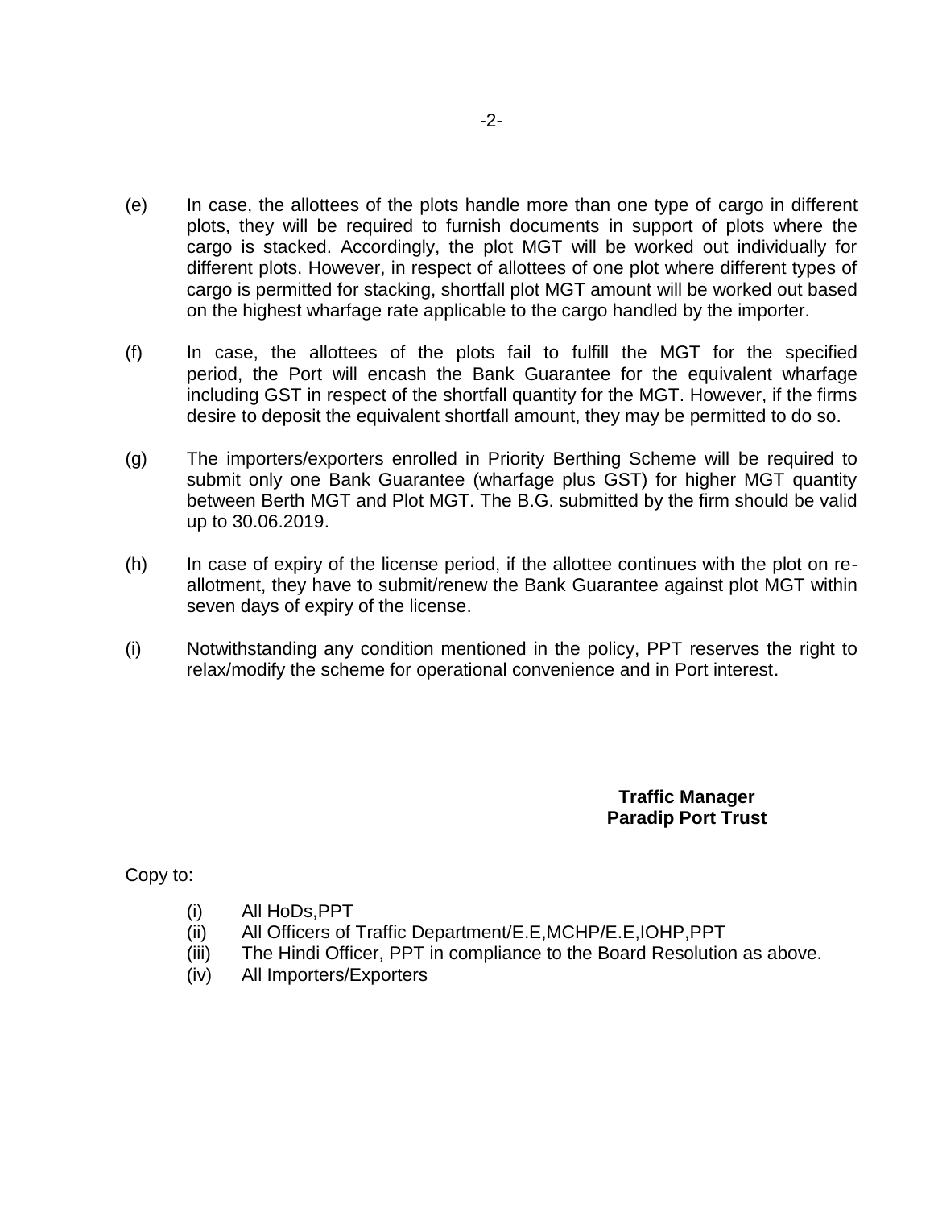(e) In case, the allottees of the plots handle more than one type of cargo in different plots, they will be required to furnish documents in support of plots where the cargo is stacked. Accordingly, the plot MGT will be worked out individually for different plots. However, in respect of allottees of one plot where different types of cargo is permitted for stacking, shortfall plot MGT amount will be worked out based on the highest wharfage rate applicable to the cargo handled by the importer.

(f) In case, the allottees of the plots fail to fulfill the MGT for the specified period, the Port will encash the Bank Guarantee for the equivalent wharfage including GST in respect of the shortfall quantity for the MGT. However, if the firms desire to deposit the equivalent shortfall amount, they may be permitted to do so.

(g) The importers/exporters enrolled in Priority Berthing Scheme will be required to submit only one Bank Guarantee (wharfage plus GST) for higher MGT quantity between Berth MGT and Plot MGT. The B.G. submitted by the firm should be valid up to 30.06.2019.

(h) In case of expiry of the license period, if the allottee continues with the plot on re-allotment, they have to submit/renew the Bank Guarantee against plot MGT within seven days of expiry of the license.

(i) Notwithstanding any condition mentioned in the policy, PPT reserves the right to relax/modify the scheme for operational convenience and in Port interest.

**Traffic Manager**
**Paradip Port Trust**

Copy to:

(i) All HoDs,PPT
(ii) All Officers of Traffic Department/E.E,MCHP/E.E,IOHP,PPT
(iii) The Hindi Officer, PPT in compliance to the Board Resolution as above.
(iv) All Importers/Exporters